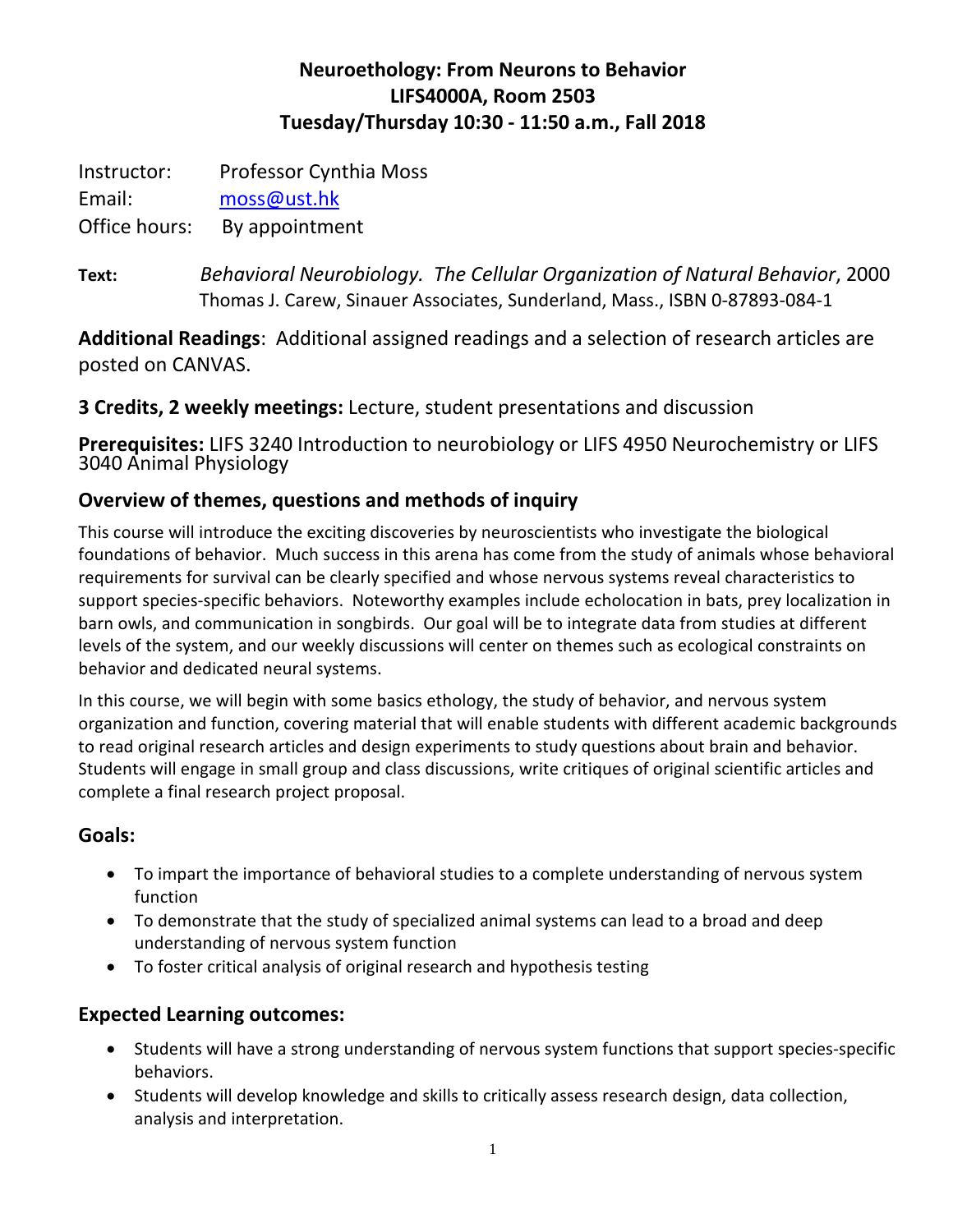# Neuroethology: From Neurons to Behavior
## LIFS4000A, Room 2503
## Tuesday/Thursday 10:30 - 11:50 a.m., Fall 2018

Instructor: Professor Cynthia Moss
Email: moss@ust.hk
Office hours: By appointment

**Text:** *Behavioral Neurobiology. The Cellular Organization of Natural Behavior*, 2000 Thomas J. Carew, Sinauer Associates, Sunderland, Mass., ISBN 0-87893-084-1

**Additional Readings**: Additional assigned readings and a selection of research articles are posted on CANVAS.

**3 Credits, 2 weekly meetings:** Lecture, student presentations and discussion

**Prerequisites:** LIFS 3240 Introduction to neurobiology or LIFS 4950 Neurochemistry or LIFS 3040 Animal Physiology

### Overview of themes, questions and methods of inquiry

This course will introduce the exciting discoveries by neuroscientists who investigate the biological foundations of behavior. Much success in this arena has come from the study of animals whose behavioral requirements for survival can be clearly specified and whose nervous systems reveal characteristics to support species-specific behaviors. Noteworthy examples include echolocation in bats, prey localization in barn owls, and communication in songbirds. Our goal will be to integrate data from studies at different levels of the system, and our weekly discussions will center on themes such as ecological constraints on behavior and dedicated neural systems.

In this course, we will begin with some basics ethology, the study of behavior, and nervous system organization and function, covering material that will enable students with different academic backgrounds to read original research articles and design experiments to study questions about brain and behavior. Students will engage in small group and class discussions, write critiques of original scientific articles and complete a final research project proposal.

### Goals:

- To impart the importance of behavioral studies to a complete understanding of nervous system function
- To demonstrate that the study of specialized animal systems can lead to a broad and deep understanding of nervous system function
- To foster critical analysis of original research and hypothesis testing

### Expected Learning outcomes:

- Students will have a strong understanding of nervous system functions that support species-specific behaviors.
- Students will develop knowledge and skills to critically assess research design, data collection, analysis and interpretation.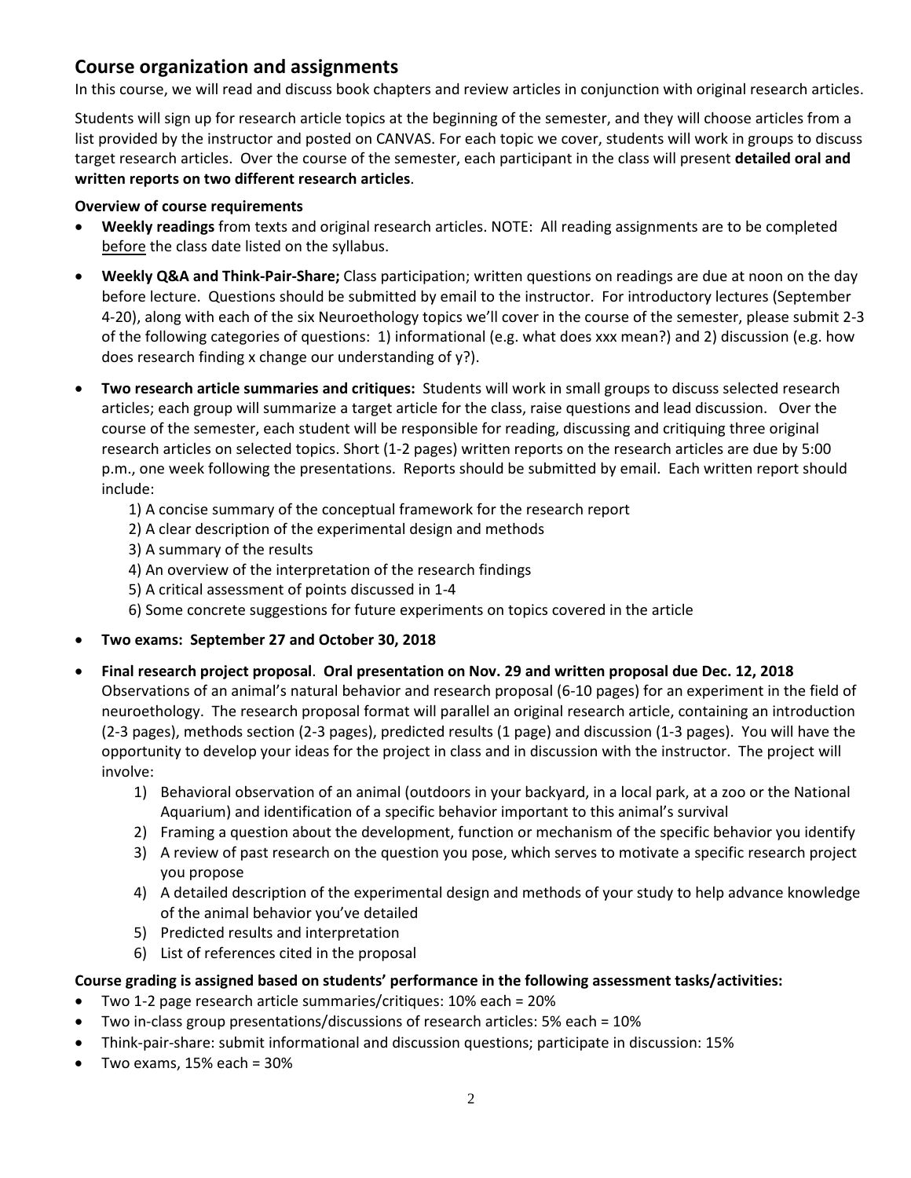## Course organization and assignments

In this course, we will read and discuss book chapters and review articles in conjunction with original research articles.

Students will sign up for research article topics at the beginning of the semester, and they will choose articles from a list provided by the instructor and posted on CANVAS. For each topic we cover, students will work in groups to discuss target research articles. Over the course of the semester, each participant in the class will present **detailed oral and written reports on two different research articles**.

**Overview of course requirements**

- **Weekly readings** from texts and original research articles. NOTE: All reading assignments are to be completed <u>before</u> the class date listed on the syllabus.
- **Weekly Q&A and Think-Pair-Share;** Class participation; written questions on readings are due at noon on the day before lecture. Questions should be submitted by email to the instructor. For introductory lectures (September 4-20), along with each of the six Neuroethology topics we'll cover in the course of the semester, please submit 2-3 of the following categories of questions: 1) informational (e.g. what does xxx mean?) and 2) discussion (e.g. how does research finding x change our understanding of y?).
- **Two research article summaries and critiques:** Students will work in small groups to discuss selected research articles; each group will summarize a target article for the class, raise questions and lead discussion. Over the course of the semester, each student will be responsible for reading, discussing and critiquing three original research articles on selected topics. Short (1-2 pages) written reports on the research articles are due by 5:00 p.m., one week following the presentations. Reports should be submitted by email. Each written report should include:
    1) A concise summary of the conceptual framework for the research report
    2) A clear description of the experimental design and methods
    3) A summary of the results
    4) An overview of the interpretation of the research findings
    5) A critical assessment of points discussed in 1-4
    6) Some concrete suggestions for future experiments on topics covered in the article
- **Two exams: September 27 and October 30, 2018**
- **Final research project proposal**. **Oral presentation on Nov. 29 and written proposal due Dec. 12, 2018** Observations of an animal's natural behavior and research proposal (6-10 pages) for an experiment in the field of neuroethology. The research proposal format will parallel an original research article, containing an introduction (2-3 pages), methods section (2-3 pages), predicted results (1 page) and discussion (1-3 pages). You will have the opportunity to develop your ideas for the project in class and in discussion with the instructor. The project will involve:
    1) Behavioral observation of an animal (outdoors in your backyard, in a local park, at a zoo or the National Aquarium) and identification of a specific behavior important to this animal's survival
    2) Framing a question about the development, function or mechanism of the specific behavior you identify
    3) A review of past research on the question you pose, which serves to motivate a specific research project you propose
    4) A detailed description of the experimental design and methods of your study to help advance knowledge of the animal behavior you've detailed
    5) Predicted results and interpretation
    6) List of references cited in the proposal

**Course grading is assigned based on students' performance in the following assessment tasks/activities:**

- Two 1-2 page research article summaries/critiques: 10% each = 20%
- Two in-class group presentations/discussions of research articles: 5% each = 10%
- Think-pair-share: submit informational and discussion questions; participate in discussion: 15%
- Two exams, 15% each = 30%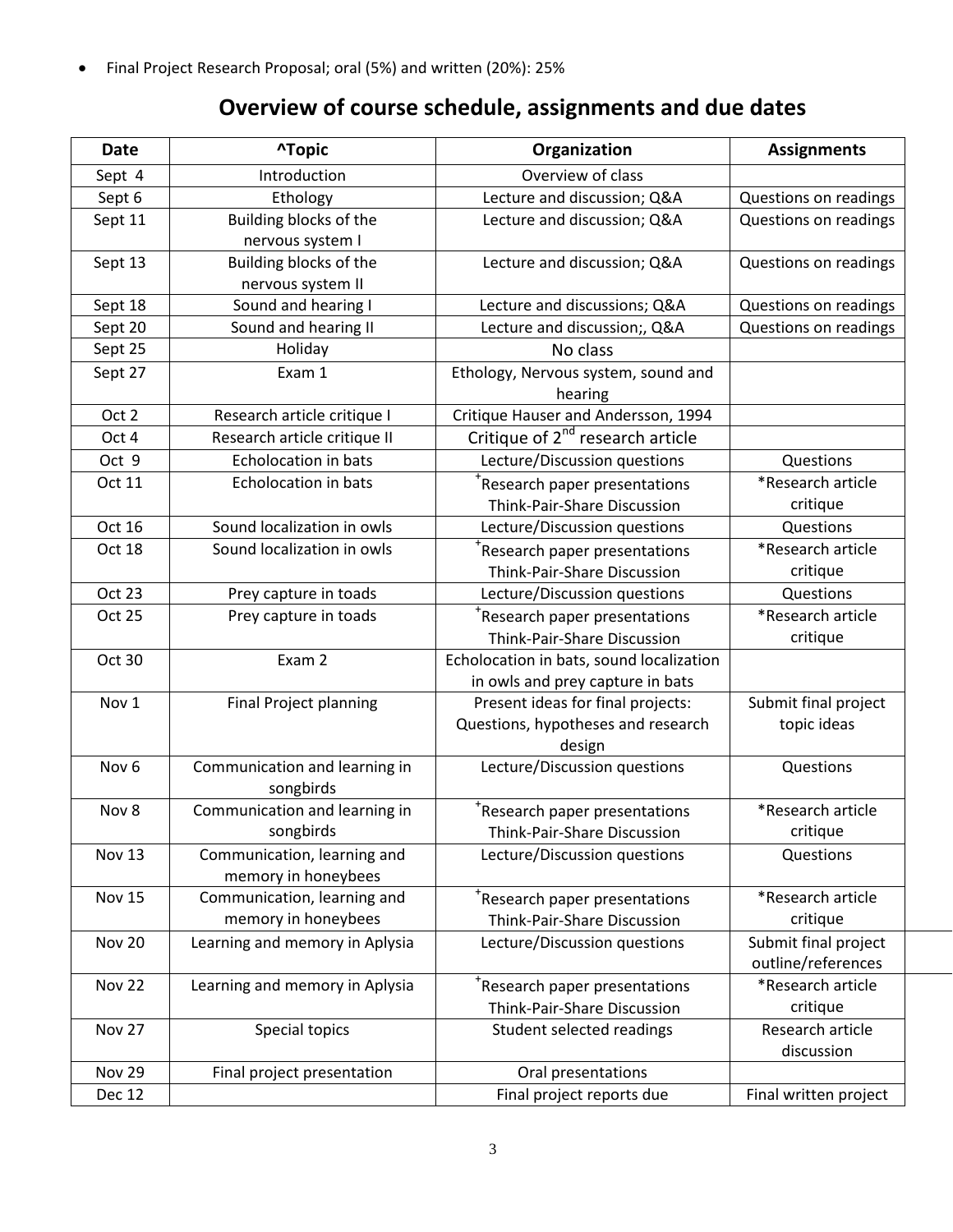- Final Project Research Proposal; oral (5%) and written (20%): 25%

## Overview of course schedule, assignments and due dates

| Date | ^Topic | Organization | Assignments |
|---|---|---|---|
| Sept 4 | Introduction | Overview of class | |
| Sept 6 | Ethology | Lecture and discussion; Q&A | Questions on readings |
| Sept 11 | Building blocks of the nervous system I | Lecture and discussion; Q&A | Questions on readings |
| Sept 13 | Building blocks of the nervous system II | Lecture and discussion; Q&A | Questions on readings |
| Sept 18 | Sound and hearing I | Lecture and discussions; Q&A | Questions on readings |
| Sept 20 | Sound and hearing II | Lecture and discussion;, Q&A | Questions on readings |
| Sept 25 | Holiday | No class | |
| Sept 27 | Exam 1 | Ethology, Nervous system, sound and hearing | |
| Oct 2 | Research article critique I | Critique Hauser and Andersson, 1994 | |
| Oct 4 | Research article critique II | Critique of 2nd research article | |
| Oct 9 | Echolocation in bats | Lecture/Discussion questions | Questions |
| Oct 11 | Echolocation in bats | +Research paper presentations Think-Pair-Share Discussion | *Research article critique |
| Oct 16 | Sound localization in owls | Lecture/Discussion questions | Questions |
| Oct 18 | Sound localization in owls | +Research paper presentations Think-Pair-Share Discussion | *Research article critique |
| Oct 23 | Prey capture in toads | Lecture/Discussion questions | Questions |
| Oct 25 | Prey capture in toads | +Research paper presentations Think-Pair-Share Discussion | *Research article critique |
| Oct 30 | Exam 2 | Echolocation in bats, sound localization in owls and prey capture in bats | |
| Nov 1 | Final Project planning | Present ideas for final projects: Questions, hypotheses and research design | Submit final project topic ideas |
| Nov 6 | Communication and learning in songbirds | Lecture/Discussion questions | Questions |
| Nov 8 | Communication and learning in songbirds | +Research paper presentations Think-Pair-Share Discussion | *Research article critique |
| Nov 13 | Communication, learning and memory in honeybees | Lecture/Discussion questions | Questions |
| Nov 15 | Communication, learning and memory in honeybees | +Research paper presentations Think-Pair-Share Discussion | *Research article critique |
| Nov 20 | Learning and memory in Aplysia | Lecture/Discussion questions | Submit final project outline/references |
| Nov 22 | Learning and memory in Aplysia | +Research paper presentations Think-Pair-Share Discussion | *Research article critique |
| Nov 27 | Special topics | Student selected readings | Research article discussion |
| Nov 29 | Final project presentation | Oral presentations | |
| Dec 12 | | Final project reports due | Final written project |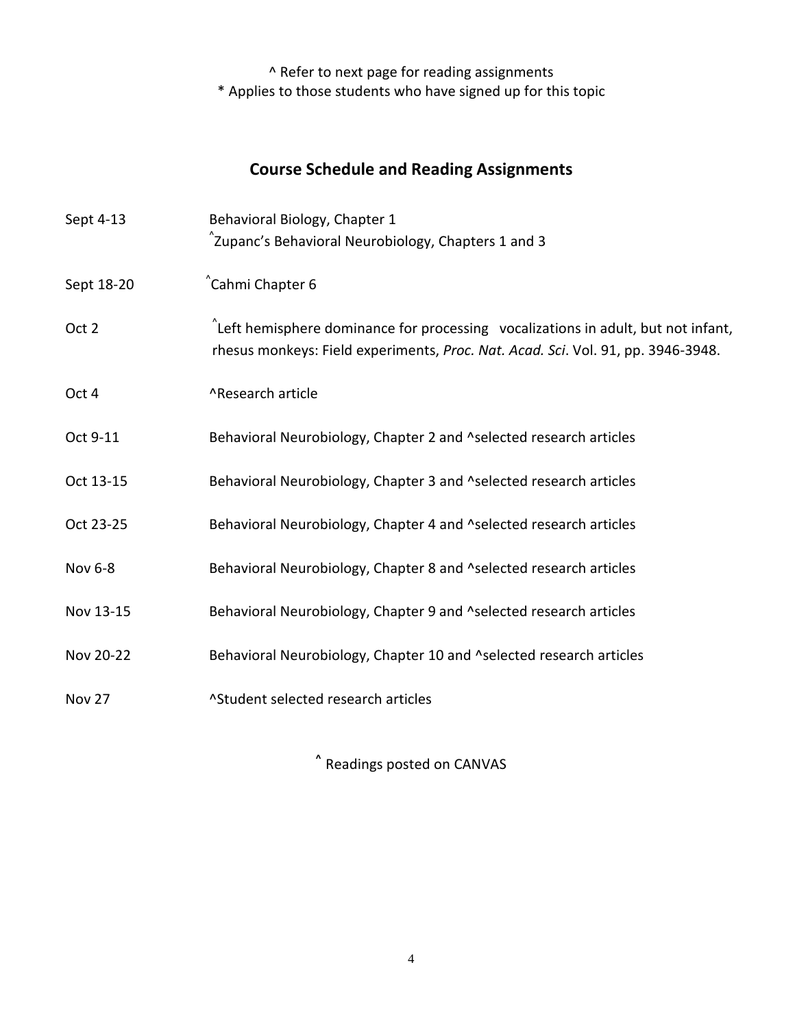^ Refer to next page for reading assignments
* Applies to those students who have signed up for this topic

## Course Schedule and Reading Assignments

| | |
|---|---|
| Sept 4-13 | Behavioral Biology, Chapter 1<br>^Zupanc's Behavioral Neurobiology, Chapters 1 and 3 |
| Sept 18-20 | ^Cahmi Chapter 6 |
| Oct 2 | ^Left hemisphere dominance for processing vocalizations in adult, but not infant, rhesus monkeys: Field experiments, *Proc. Nat. Acad. Sci*. Vol. 91, pp. 3946-3948. |
| Oct 4 | ^Research article |
| Oct 9-11 | Behavioral Neurobiology, Chapter 2 and ^selected research articles |
| Oct 13-15 | Behavioral Neurobiology, Chapter 3 and ^selected research articles |
| Oct 23-25 | Behavioral Neurobiology, Chapter 4 and ^selected research articles |
| Nov 6-8 | Behavioral Neurobiology, Chapter 8 and ^selected research articles |
| Nov 13-15 | Behavioral Neurobiology, Chapter 9 and ^selected research articles |
| Nov 20-22 | Behavioral Neurobiology, Chapter 10 and ^selected research articles |
| Nov 27 | ^Student selected research articles |

^ Readings posted on CANVAS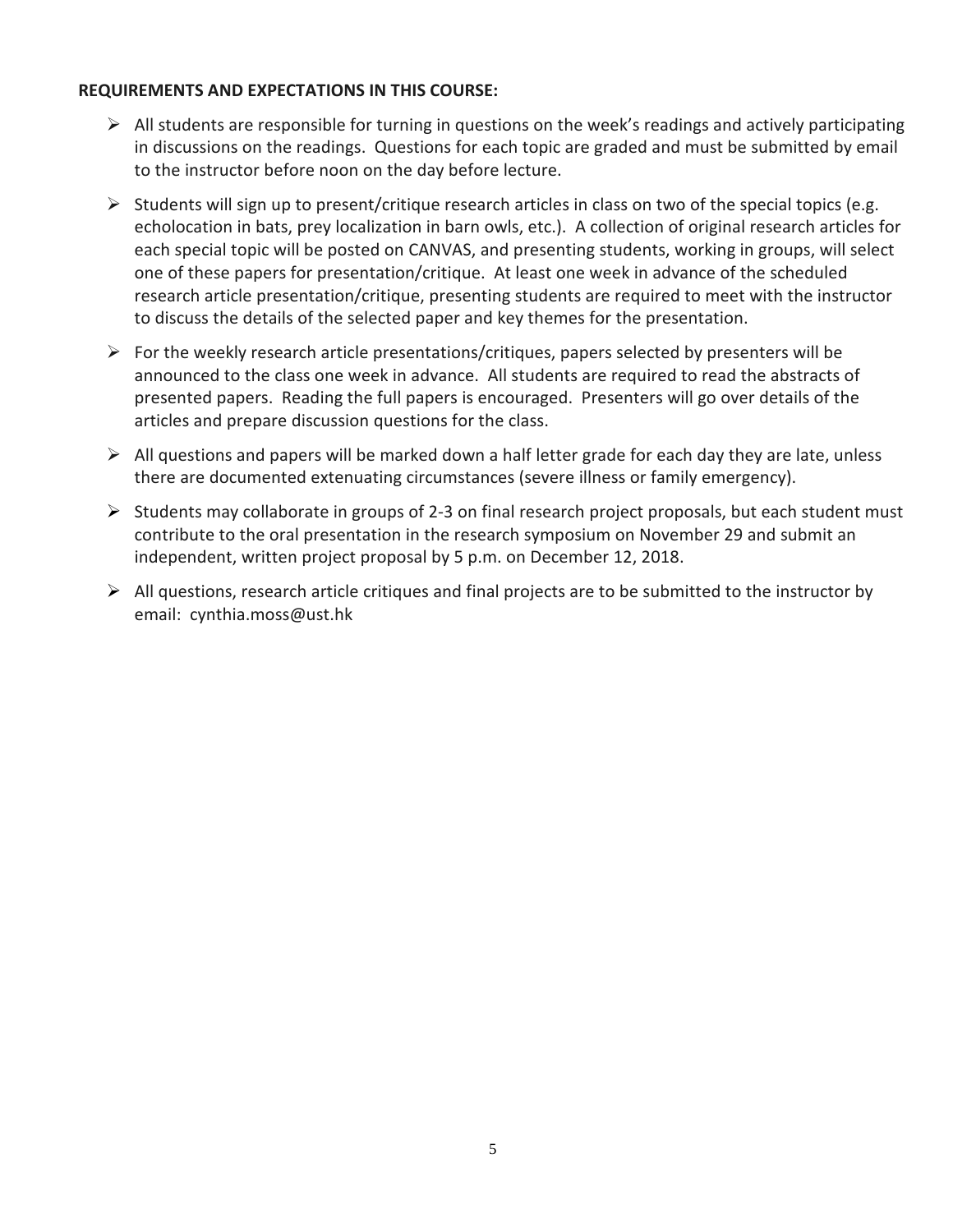**REQUIREMENTS AND EXPECTATIONS IN THIS COURSE:**

- All students are responsible for turning in questions on the week's readings and actively participating in discussions on the readings. Questions for each topic are graded and must be submitted by email to the instructor before noon on the day before lecture.
- Students will sign up to present/critique research articles in class on two of the special topics (e.g. echolocation in bats, prey localization in barn owls, etc.). A collection of original research articles for each special topic will be posted on CANVAS, and presenting students, working in groups, will select one of these papers for presentation/critique. At least one week in advance of the scheduled research article presentation/critique, presenting students are required to meet with the instructor to discuss the details of the selected paper and key themes for the presentation.
- For the weekly research article presentations/critiques, papers selected by presenters will be announced to the class one week in advance. All students are required to read the abstracts of presented papers. Reading the full papers is encouraged. Presenters will go over details of the articles and prepare discussion questions for the class.
- All questions and papers will be marked down a half letter grade for each day they are late, unless there are documented extenuating circumstances (severe illness or family emergency).
- Students may collaborate in groups of 2-3 on final research project proposals, but each student must contribute to the oral presentation in the research symposium on November 29 and submit an independent, written project proposal by 5 p.m. on December 12, 2018.
- All questions, research article critiques and final projects are to be submitted to the instructor by email: cynthia.moss@ust.hk